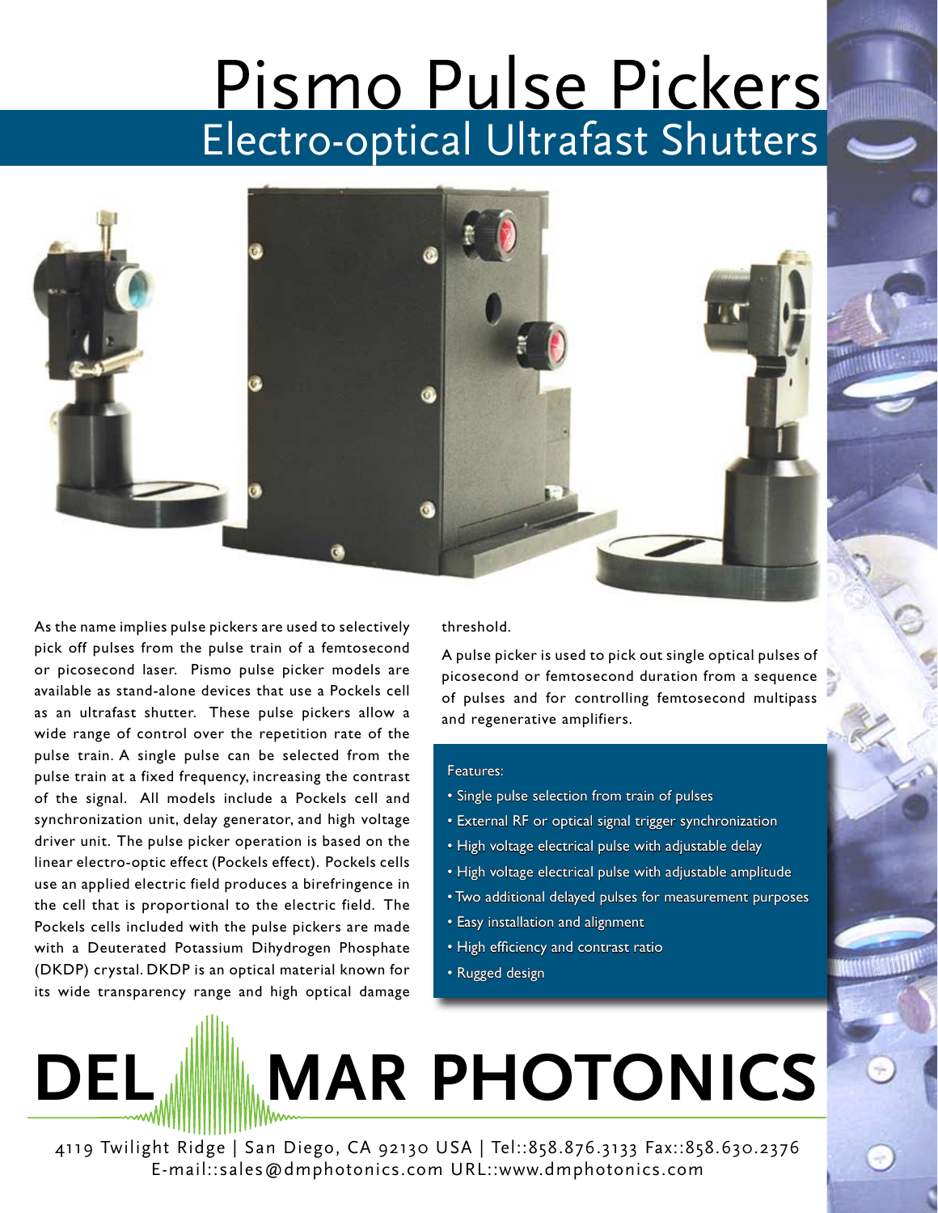# Pismo Pulse Pickers

## Electro-optical Ultrafast Shutters

As the name implies pulse pickers are used to selectively pick off pulses from the pulse train of a femtosecond or picosecond laser. Pismo pulse picker models are available as stand-alone devices that use a Pockels cell as an ultrafast shutter. These pulse pickers allow a wide range of control over the repetition rate of the pulse train. A single pulse can be selected from the pulse train at a fixed frequency, increasing the contrast of the signal. All models include a Pockels cell and synchronization unit, delay generator, and high voltage driver unit. The pulse picker operation is based on the linear electro-optic effect (Pockels effect). Pockels cells use an applied electric field produces a birefringence in the cell that is proportional to the electric field. The Pockels cells included with the pulse pickers are made with a Deuterated Potassium Dihydrogen Phosphate (DKDP) crystal. DKDP is an optical material known for its wide transparency range and high optical damage threshold.

A pulse picker is used to pick out single optical pulses of picosecond or femtosecond duration from a sequence of pulses and for controlling femtosecond multipass and regenerative amplifiers.

Features:

- Single pulse selection from train of pulses
- External RF or optical signal trigger synchronization
- High voltage electrical pulse with adjustable delay
- High voltage electrical pulse with adjustable amplitude
- Two additional delayed pulses for measurement purposes
- Easy installation and alignment
- High efficiency and contrast ratio
- Rugged design

**DEL MAR PHOTONICS**

4119 Twilight Ridge | San Diego, CA 92130 USA | Tel::858.876.3133 Fax::858.630.2376
E-mail::sales@dmphotonics.com URL::www.dmphotonics.com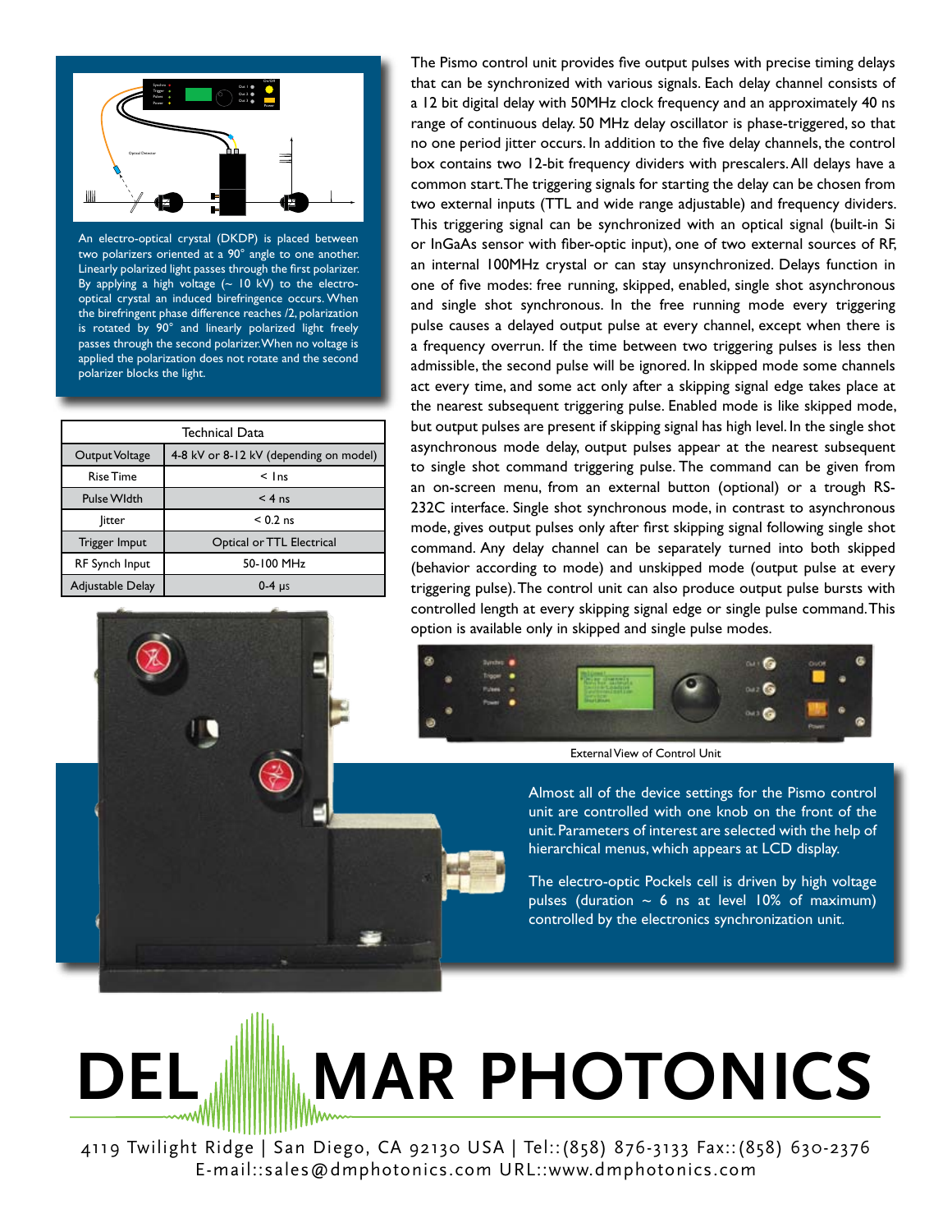An electro-optical crystal (DKDP) is placed between two polarizers oriented at a 90° angle to one another. Linearly polarized light passes through the first polarizer. By applying a high voltage (~ 10 kV) to the electro-optical crystal an induced birefringence occurs. When the birefringent phase difference reaches /2, polarization is rotated by 90° and linearly polarized light freely passes through the second polarizer. When no voltage is applied the polarization does not rotate and the second polarizer blocks the light.

| Technical Data | |
|---|---|
| Output Voltage | 4-8 kV or 8-12 kV (depending on model) |
| Rise Time | < 1ns |
| Pulse WIdth | < 4 ns |
| Jitter | < 0.2 ns |
| Trigger Imput | Optical or TTL Electrical |
| RF Synch Input | 50-100 MHz |
| Adjustable Delay | 0-4 μs |

The Pismo control unit provides five output pulses with precise timing delays that can be synchronized with various signals. Each delay channel consists of a 12 bit digital delay with 50MHz clock frequency and an approximately 40 ns range of continuous delay. 50 MHz delay oscillator is phase-triggered, so that no one period jitter occurs. In addition to the five delay channels, the control box contains two 12-bit frequency dividers with prescalers. All delays have a common start. The triggering signals for starting the delay can be chosen from two external inputs (TTL and wide range adjustable) and frequency dividers. This triggering signal can be synchronized with an optical signal (built-in Si or InGaAs sensor with fiber-optic input), one of two external sources of RF, an internal 100MHz crystal or can stay unsynchronized. Delays function in one of five modes: free running, skipped, enabled, single shot asynchronous and single shot synchronous. In the free running mode every triggering pulse causes a delayed output pulse at every channel, except when there is a frequency overrun. If the time between two triggering pulses is less then admissible, the second pulse will be ignored. In skipped mode some channels act every time, and some act only after a skipping signal edge takes place at the nearest subsequent triggering pulse. Enabled mode is like skipped mode, but output pulses are present if skipping signal has high level. In the single shot asynchronous mode delay, output pulses appear at the nearest subsequent to single shot command triggering pulse. The command can be given from an on-screen menu, from an external button (optional) or a trough RS-232C interface. Single shot synchronous mode, in contrast to asynchronous mode, gives output pulses only after first skipping signal following single shot command. Any delay channel can be separately turned into both skipped (behavior according to mode) and unskipped mode (output pulse at every triggering pulse). The control unit can also produce output pulse bursts with controlled length at every skipping signal edge or single pulse command. This option is available only in skipped and single pulse modes.

External View of Control Unit

Almost all of the device settings for the Pismo control unit are controlled with one knob on the front of the unit. Parameters of interest are selected with the help of hierarchical menus, which appears at LCD display.

The electro-optic Pockels cell is driven by high voltage pulses (duration ~ 6 ns at level 10% of maximum) controlled by the electronics synchronization unit.

# DEL MAR PHOTONICS

4119 Twilight Ridge | San Diego, CA 92130 USA | Tel::(858) 876-3133 Fax::(858) 630-2376
E-mail::sales@dmphotonics.com URL::www.dmphotonics.com